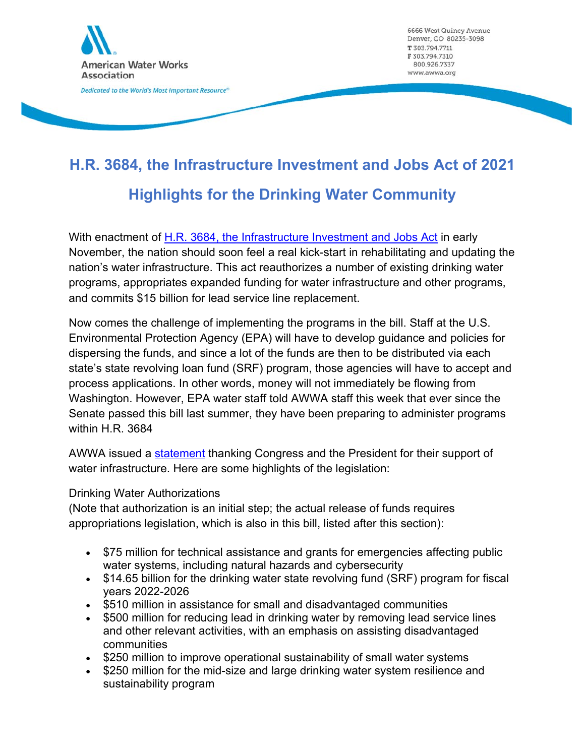American Water Works Association

*Dedicated to the World's Most Important Resource®*

6666 West Quincy Avenue
Denver, CO 80235-3098
T 303.794.7711
F 303.794.7310
800.926.7337
www.awwa.org

# H.R. 3684, the Infrastructure Investment and Jobs Act of 2021

## Highlights for the Drinking Water Community

With enactment of H.R. 3684, the Infrastructure Investment and Jobs Act in early November, the nation should soon feel a real kick-start in rehabilitating and updating the nation's water infrastructure. This act reauthorizes a number of existing drinking water programs, appropriates expanded funding for water infrastructure and other programs, and commits $15 billion for lead service line replacement.

Now comes the challenge of implementing the programs in the bill. Staff at the U.S. Environmental Protection Agency (EPA) will have to develop guidance and policies for dispersing the funds, and since a lot of the funds are then to be distributed via each state's state revolving loan fund (SRF) program, those agencies will have to accept and process applications. In other words, money will not immediately be flowing from Washington. However, EPA water staff told AWWA staff this week that ever since the Senate passed this bill last summer, they have been preparing to administer programs within H.R. 3684

AWWA issued a statement thanking Congress and the President for their support of water infrastructure. Here are some highlights of the legislation:

Drinking Water Authorizations
(Note that authorization is an initial step; the actual release of funds requires appropriations legislation, which is also in this bill, listed after this section):

- $75 million for technical assistance and grants for emergencies affecting public water systems, including natural hazards and cybersecurity
- $14.65 billion for the drinking water state revolving fund (SRF) program for fiscal years 2022-2026
- $510 million in assistance for small and disadvantaged communities
- $500 million for reducing lead in drinking water by removing lead service lines and other relevant activities, with an emphasis on assisting disadvantaged communities
- $250 million to improve operational sustainability of small water systems
- $250 million for the mid-size and large drinking water system resilience and sustainability program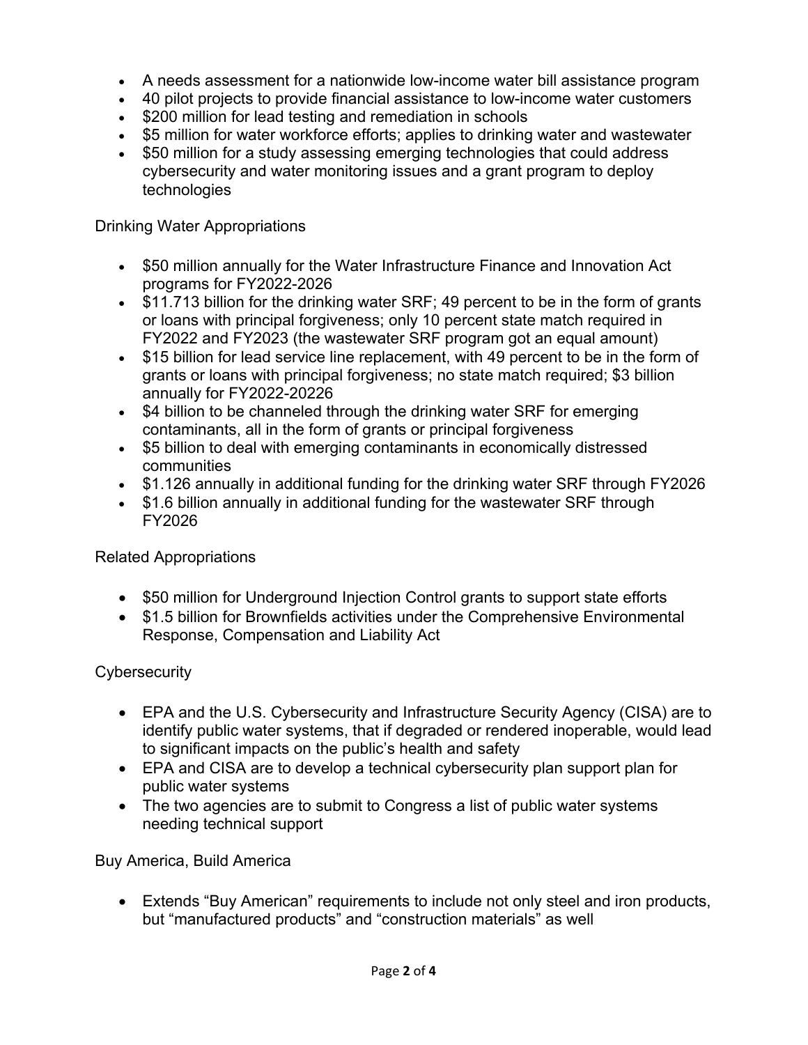- A needs assessment for a nationwide low-income water bill assistance program
- 40 pilot projects to provide financial assistance to low-income water customers
- $200 million for lead testing and remediation in schools
- $5 million for water workforce efforts; applies to drinking water and wastewater
- $50 million for a study assessing emerging technologies that could address cybersecurity and water monitoring issues and a grant program to deploy technologies

Drinking Water Appropriations

- $50 million annually for the Water Infrastructure Finance and Innovation Act programs for FY2022-2026
- $11.713 billion for the drinking water SRF; 49 percent to be in the form of grants or loans with principal forgiveness; only 10 percent state match required in FY2022 and FY2023 (the wastewater SRF program got an equal amount)
- $15 billion for lead service line replacement, with 49 percent to be in the form of grants or loans with principal forgiveness; no state match required; $3 billion annually for FY2022-20226
- $4 billion to be channeled through the drinking water SRF for emerging contaminants, all in the form of grants or principal forgiveness
- $5 billion to deal with emerging contaminants in economically distressed communities
- $1.126 annually in additional funding for the drinking water SRF through FY2026
- $1.6 billion annually in additional funding for the wastewater SRF through FY2026

Related Appropriations

- $50 million for Underground Injection Control grants to support state efforts
- $1.5 billion for Brownfields activities under the Comprehensive Environmental Response, Compensation and Liability Act

Cybersecurity

- EPA and the U.S. Cybersecurity and Infrastructure Security Agency (CISA) are to identify public water systems, that if degraded or rendered inoperable, would lead to significant impacts on the public's health and safety
- EPA and CISA are to develop a technical cybersecurity plan support plan for public water systems
- The two agencies are to submit to Congress a list of public water systems needing technical support

Buy America, Build America

- Extends "Buy American" requirements to include not only steel and iron products, but "manufactured products" and "construction materials" as well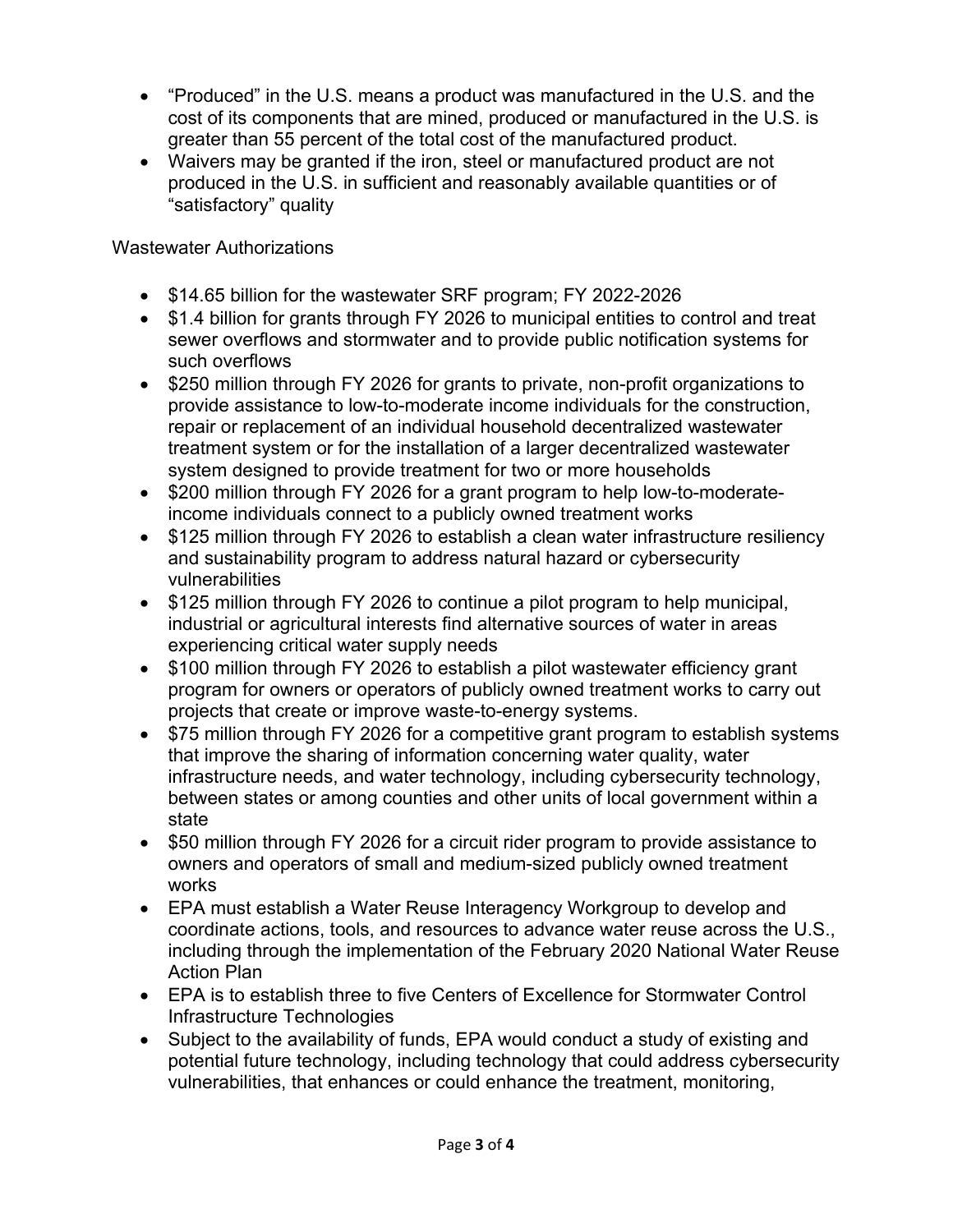- "Produced" in the U.S. means a product was manufactured in the U.S. and the cost of its components that are mined, produced or manufactured in the U.S. is greater than 55 percent of the total cost of the manufactured product.
- Waivers may be granted if the iron, steel or manufactured product are not produced in the U.S. in sufficient and reasonably available quantities or of "satisfactory" quality

Wastewater Authorizations

- $14.65 billion for the wastewater SRF program; FY 2022-2026
- $1.4 billion for grants through FY 2026 to municipal entities to control and treat sewer overflows and stormwater and to provide public notification systems for such overflows
- $250 million through FY 2026 for grants to private, non-profit organizations to provide assistance to low-to-moderate income individuals for the construction, repair or replacement of an individual household decentralized wastewater treatment system or for the installation of a larger decentralized wastewater system designed to provide treatment for two or more households
- $200 million through FY 2026 for a grant program to help low-to-moderate-income individuals connect to a publicly owned treatment works
- $125 million through FY 2026 to establish a clean water infrastructure resiliency and sustainability program to address natural hazard or cybersecurity vulnerabilities
- $125 million through FY 2026 to continue a pilot program to help municipal, industrial or agricultural interests find alternative sources of water in areas experiencing critical water supply needs
- $100 million through FY 2026 to establish a pilot wastewater efficiency grant program for owners or operators of publicly owned treatment works to carry out projects that create or improve waste-to-energy systems.
- $75 million through FY 2026 for a competitive grant program to establish systems that improve the sharing of information concerning water quality, water infrastructure needs, and water technology, including cybersecurity technology, between states or among counties and other units of local government within a state
- $50 million through FY 2026 for a circuit rider program to provide assistance to owners and operators of small and medium-sized publicly owned treatment works
- EPA must establish a Water Reuse Interagency Workgroup to develop and coordinate actions, tools, and resources to advance water reuse across the U.S., including through the implementation of the February 2020 National Water Reuse Action Plan
- EPA is to establish three to five Centers of Excellence for Stormwater Control Infrastructure Technologies
- Subject to the availability of funds, EPA would conduct a study of existing and potential future technology, including technology that could address cybersecurity vulnerabilities, that enhances or could enhance the treatment, monitoring,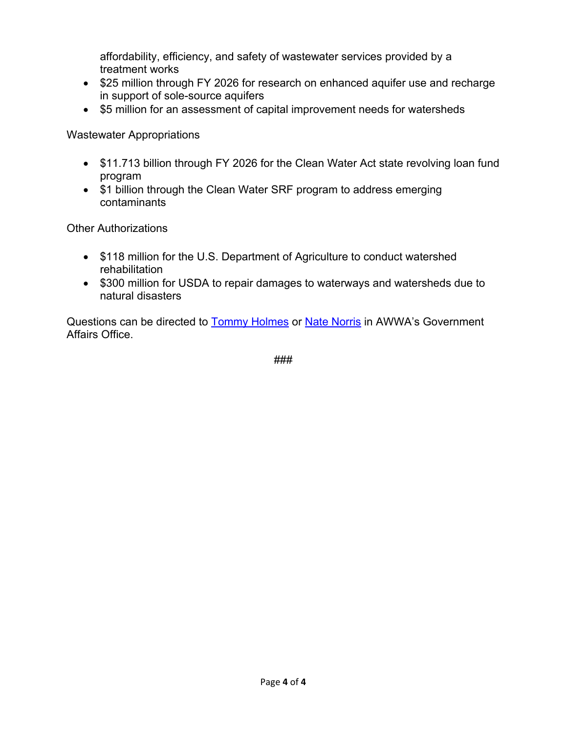affordability, efficiency, and safety of wastewater services provided by a treatment works

- $25 million through FY 2026 for research on enhanced aquifer use and recharge in support of sole-source aquifers
- $5 million for an assessment of capital improvement needs for watersheds

Wastewater Appropriations

- $11.713 billion through FY 2026 for the Clean Water Act state revolving loan fund program
- $1 billion through the Clean Water SRF program to address emerging contaminants

Other Authorizations

- $118 million for the U.S. Department of Agriculture to conduct watershed rehabilitation
- $300 million for USDA to repair damages to waterways and watersheds due to natural disasters

Questions can be directed to Tommy Holmes or Nate Norris in AWWA's Government Affairs Office.

###